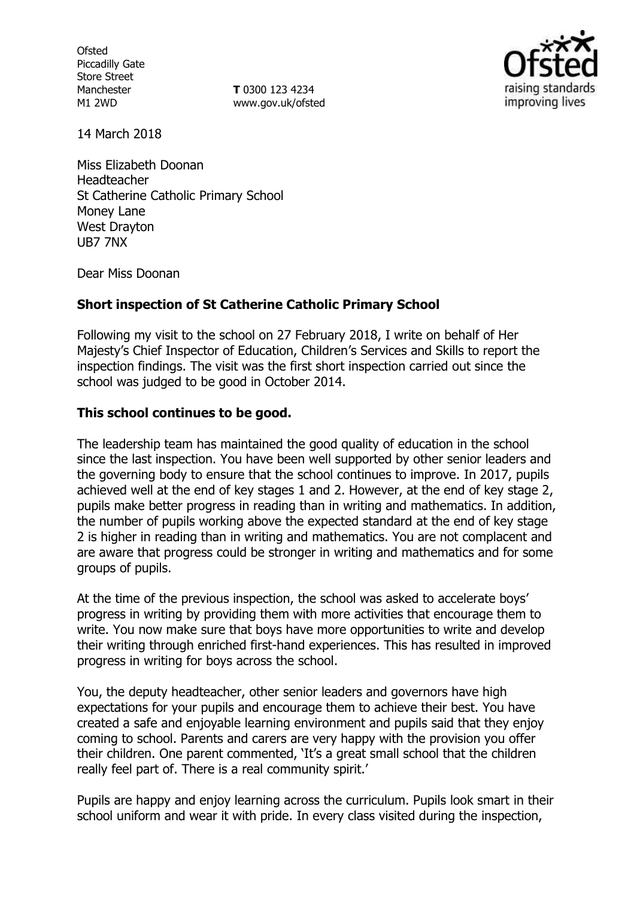Ofsted
Piccadilly Gate
Store Street
Manchester
M1 2WD

**T** 0300 123 4234
www.gov.uk/ofsted

14 March 2018

Miss Elizabeth Doonan
Headteacher
St Catherine Catholic Primary School
Money Lane
West Drayton
UB7 7NX

Dear Miss Doonan

**Short inspection of St Catherine Catholic Primary School**

Following my visit to the school on 27 February 2018, I write on behalf of Her Majesty's Chief Inspector of Education, Children's Services and Skills to report the inspection findings. The visit was the first short inspection carried out since the school was judged to be good in October 2014.

**This school continues to be good.**

The leadership team has maintained the good quality of education in the school since the last inspection. You have been well supported by other senior leaders and the governing body to ensure that the school continues to improve. In 2017, pupils achieved well at the end of key stages 1 and 2. However, at the end of key stage 2, pupils make better progress in reading than in writing and mathematics. In addition, the number of pupils working above the expected standard at the end of key stage 2 is higher in reading than in writing and mathematics. You are not complacent and are aware that progress could be stronger in writing and mathematics and for some groups of pupils.

At the time of the previous inspection, the school was asked to accelerate boys' progress in writing by providing them with more activities that encourage them to write. You now make sure that boys have more opportunities to write and develop their writing through enriched first-hand experiences. This has resulted in improved progress in writing for boys across the school.

You, the deputy headteacher, other senior leaders and governors have high expectations for your pupils and encourage them to achieve their best. You have created a safe and enjoyable learning environment and pupils said that they enjoy coming to school. Parents and carers are very happy with the provision you offer their children. One parent commented, 'It's a great small school that the children really feel part of. There is a real community spirit.'

Pupils are happy and enjoy learning across the curriculum. Pupils look smart in their school uniform and wear it with pride. In every class visited during the inspection,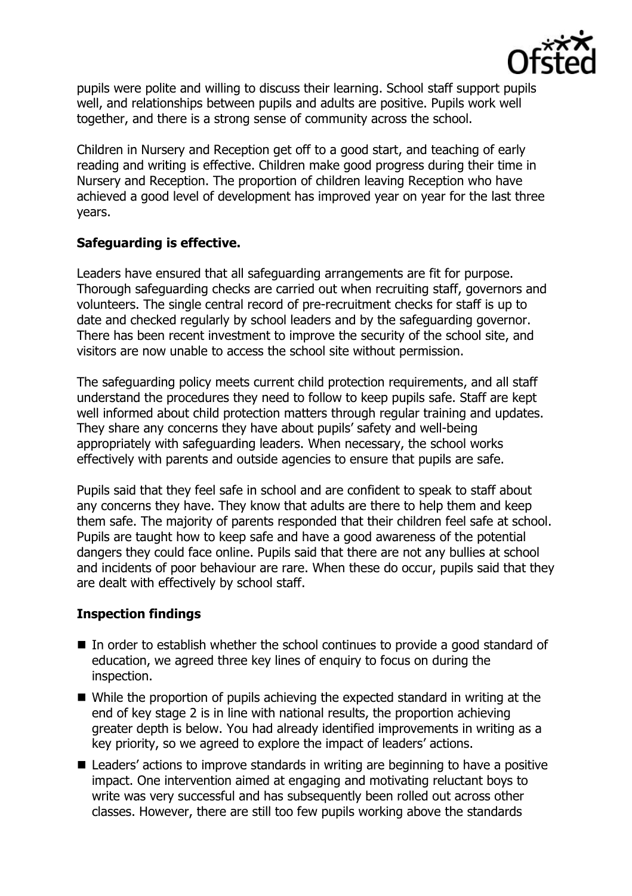pupils were polite and willing to discuss their learning. School staff support pupils well, and relationships between pupils and adults are positive. Pupils work well together, and there is a strong sense of community across the school.

Children in Nursery and Reception get off to a good start, and teaching of early reading and writing is effective. Children make good progress during their time in Nursery and Reception. The proportion of children leaving Reception who have achieved a good level of development has improved year on year for the last three years.

**Safeguarding is effective.**

Leaders have ensured that all safeguarding arrangements are fit for purpose. Thorough safeguarding checks are carried out when recruiting staff, governors and volunteers. The single central record of pre-recruitment checks for staff is up to date and checked regularly by school leaders and by the safeguarding governor. There has been recent investment to improve the security of the school site, and visitors are now unable to access the school site without permission.

The safeguarding policy meets current child protection requirements, and all staff understand the procedures they need to follow to keep pupils safe. Staff are kept well informed about child protection matters through regular training and updates. They share any concerns they have about pupils' safety and well-being appropriately with safeguarding leaders. When necessary, the school works effectively with parents and outside agencies to ensure that pupils are safe.

Pupils said that they feel safe in school and are confident to speak to staff about any concerns they have. They know that adults are there to help them and keep them safe. The majority of parents responded that their children feel safe at school. Pupils are taught how to keep safe and have a good awareness of the potential dangers they could face online. Pupils said that there are not any bullies at school and incidents of poor behaviour are rare. When these do occur, pupils said that they are dealt with effectively by school staff.

**Inspection findings**

- In order to establish whether the school continues to provide a good standard of education, we agreed three key lines of enquiry to focus on during the inspection.
- While the proportion of pupils achieving the expected standard in writing at the end of key stage 2 is in line with national results, the proportion achieving greater depth is below. You had already identified improvements in writing as a key priority, so we agreed to explore the impact of leaders' actions.
- Leaders' actions to improve standards in writing are beginning to have a positive impact. One intervention aimed at engaging and motivating reluctant boys to write was very successful and has subsequently been rolled out across other classes. However, there are still too few pupils working above the standards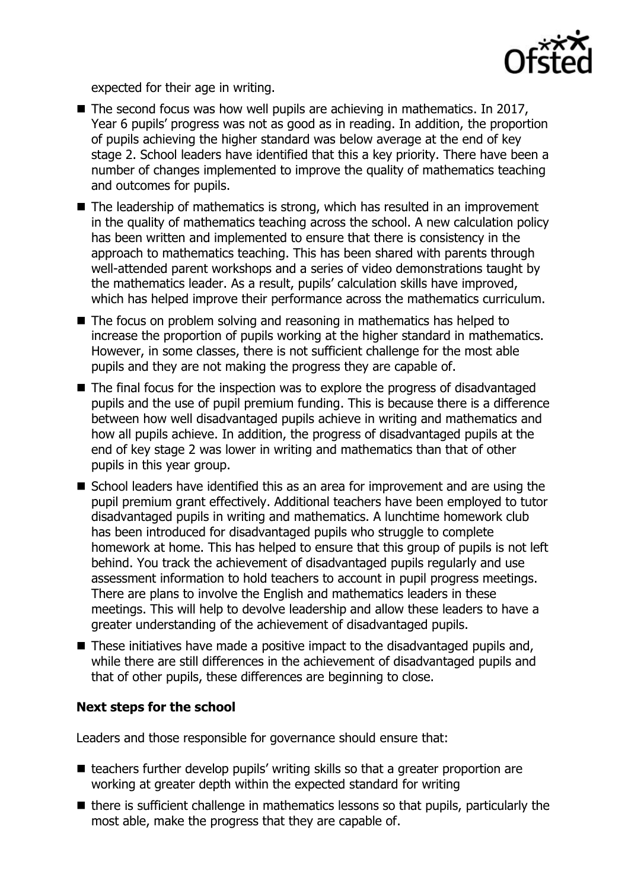expected for their age in writing.

- The second focus was how well pupils are achieving in mathematics. In 2017, Year 6 pupils' progress was not as good as in reading. In addition, the proportion of pupils achieving the higher standard was below average at the end of key stage 2. School leaders have identified that this a key priority. There have been a number of changes implemented to improve the quality of mathematics teaching and outcomes for pupils.
- The leadership of mathematics is strong, which has resulted in an improvement in the quality of mathematics teaching across the school. A new calculation policy has been written and implemented to ensure that there is consistency in the approach to mathematics teaching. This has been shared with parents through well-attended parent workshops and a series of video demonstrations taught by the mathematics leader. As a result, pupils' calculation skills have improved, which has helped improve their performance across the mathematics curriculum.
- The focus on problem solving and reasoning in mathematics has helped to increase the proportion of pupils working at the higher standard in mathematics. However, in some classes, there is not sufficient challenge for the most able pupils and they are not making the progress they are capable of.
- The final focus for the inspection was to explore the progress of disadvantaged pupils and the use of pupil premium funding. This is because there is a difference between how well disadvantaged pupils achieve in writing and mathematics and how all pupils achieve. In addition, the progress of disadvantaged pupils at the end of key stage 2 was lower in writing and mathematics than that of other pupils in this year group.
- School leaders have identified this as an area for improvement and are using the pupil premium grant effectively. Additional teachers have been employed to tutor disadvantaged pupils in writing and mathematics. A lunchtime homework club has been introduced for disadvantaged pupils who struggle to complete homework at home. This has helped to ensure that this group of pupils is not left behind. You track the achievement of disadvantaged pupils regularly and use assessment information to hold teachers to account in pupil progress meetings. There are plans to involve the English and mathematics leaders in these meetings. This will help to devolve leadership and allow these leaders to have a greater understanding of the achievement of disadvantaged pupils.
- These initiatives have made a positive impact to the disadvantaged pupils and, while there are still differences in the achievement of disadvantaged pupils and that of other pupils, these differences are beginning to close.

## Next steps for the school

Leaders and those responsible for governance should ensure that:

- teachers further develop pupils' writing skills so that a greater proportion are working at greater depth within the expected standard for writing
- there is sufficient challenge in mathematics lessons so that pupils, particularly the most able, make the progress that they are capable of.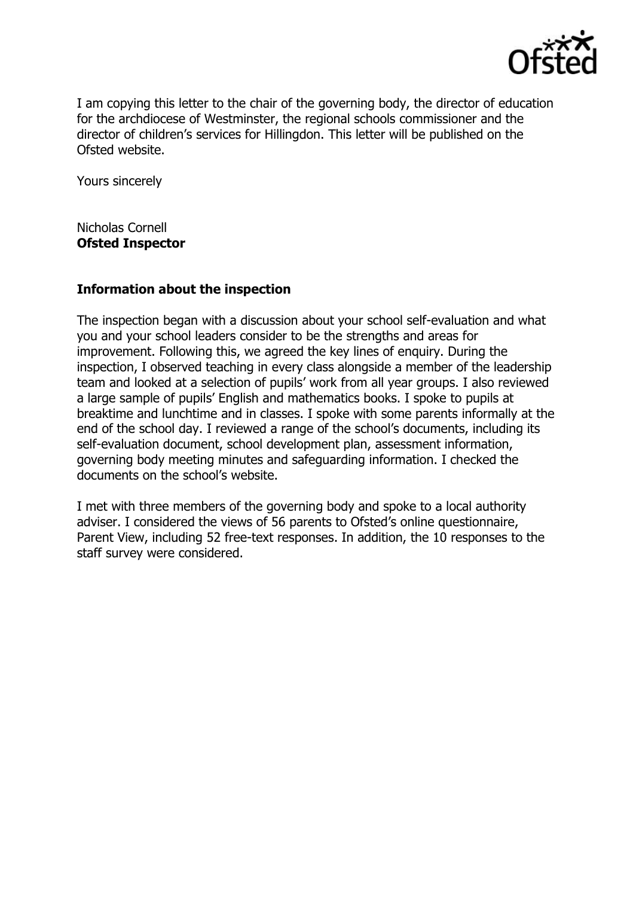I am copying this letter to the chair of the governing body, the director of education for the archdiocese of Westminster, the regional schools commissioner and the director of children's services for Hillingdon. This letter will be published on the Ofsted website.

Yours sincerely

Nicholas Cornell
**Ofsted Inspector**

## Information about the inspection

The inspection began with a discussion about your school self-evaluation and what you and your school leaders consider to be the strengths and areas for improvement. Following this, we agreed the key lines of enquiry. During the inspection, I observed teaching in every class alongside a member of the leadership team and looked at a selection of pupils' work from all year groups. I also reviewed a large sample of pupils' English and mathematics books. I spoke to pupils at breaktime and lunchtime and in classes. I spoke with some parents informally at the end of the school day. I reviewed a range of the school's documents, including its self-evaluation document, school development plan, assessment information, governing body meeting minutes and safeguarding information. I checked the documents on the school's website.

I met with three members of the governing body and spoke to a local authority adviser. I considered the views of 56 parents to Ofsted's online questionnaire, Parent View, including 52 free-text responses. In addition, the 10 responses to the staff survey were considered.